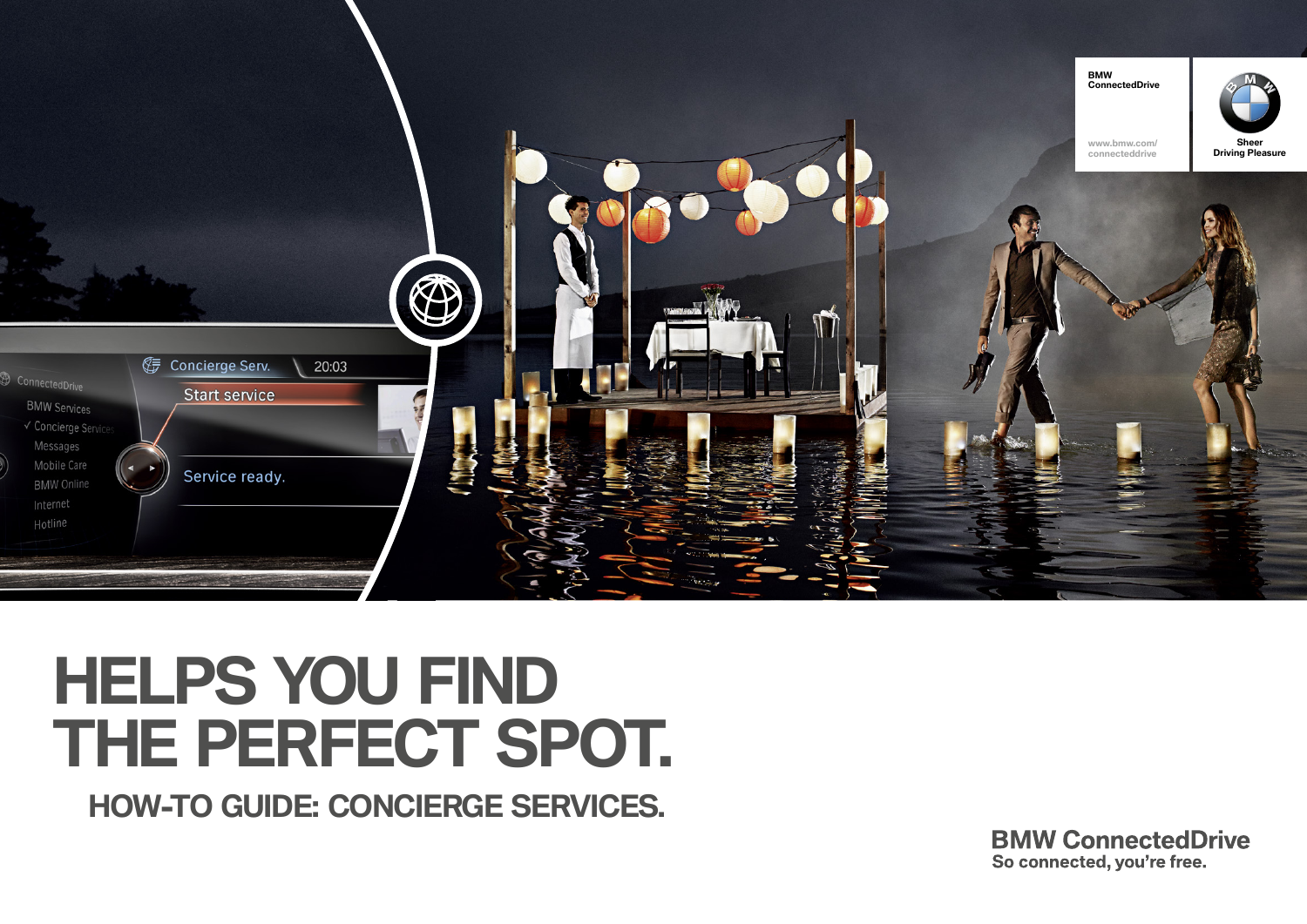# HELPS YOU FIND THE PERFECT SPOT.

## HOW-TO GUIDE: CONCIERGE SERVICES.

BMW ConnectedDrive

www.bmw.com/connecteddrive

Sheer Driving Pleasure

**BMW ConnectedDrive**
**So connected, you're free.**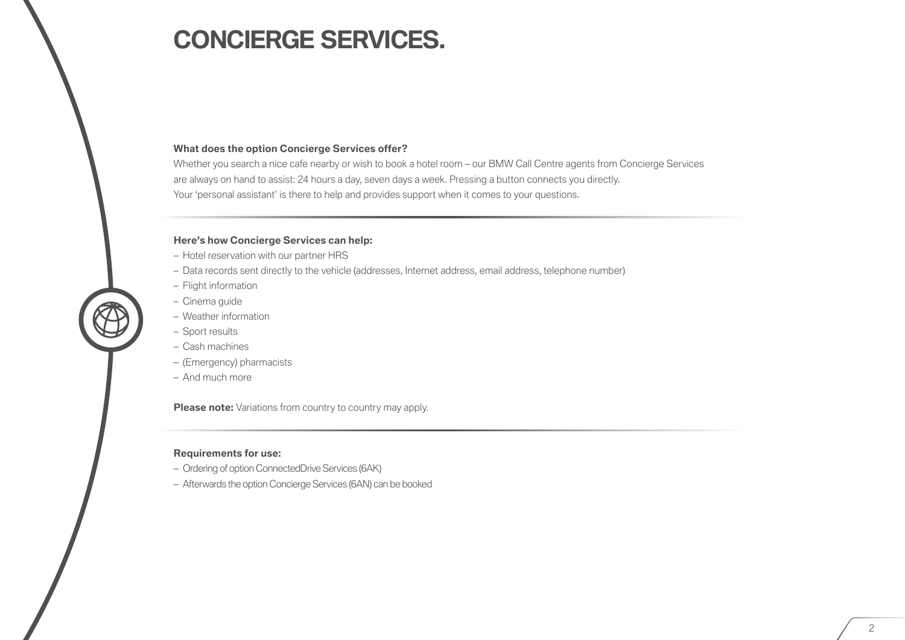# CONCIERGE SERVICES.

**What does the option Concierge Services offer?**

Whether you search a nice cafe nearby or wish to book a hotel room – our BMW Call Centre agents from Concierge Services are always on hand to assist: 24 hours a day, seven days a week. Pressing a button connects you directly. Your 'personal assistant' is there to help and provides support when it comes to your questions.

**Here's how Concierge Services can help:**

- Hotel reservation with our partner HRS
- Data records sent directly to the vehicle (addresses, Internet address, email address, telephone number)
- Flight information
- Cinema guide
- Weather information
- Sport results
- Cash machines
- (Emergency) pharmacists
- And much more

**Please note:** Variations from country to country may apply.

**Requirements for use:**

- Ordering of option ConnectedDrive Services (6AK)
- Afterwards the option Concierge Services (6AN) can be booked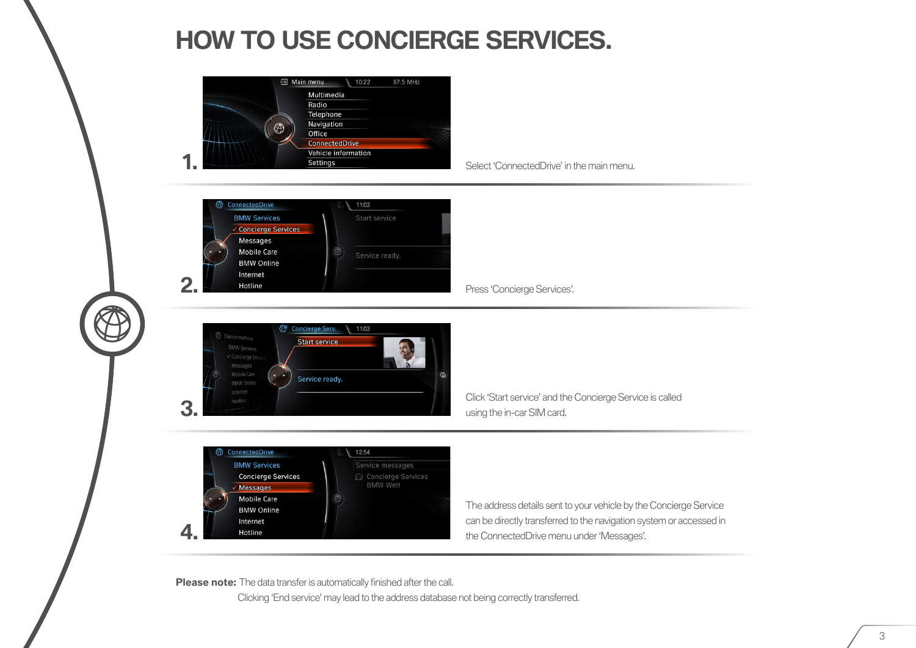# HOW TO USE CONCIERGE SERVICES.

1. Select 'ConnectedDrive' in the main menu.

2. Press 'Concierge Services'.

3. Click 'Start service' and the Concierge Service is called using the in-car SIM card.

4. The address details sent to your vehicle by the Concierge Service can be directly transferred to the navigation system or accessed in the ConnectedDrive menu under 'Messages'.

**Please note:** The data transfer is automatically finished after the call.
Clicking 'End service' may lead to the address database not being correctly transferred.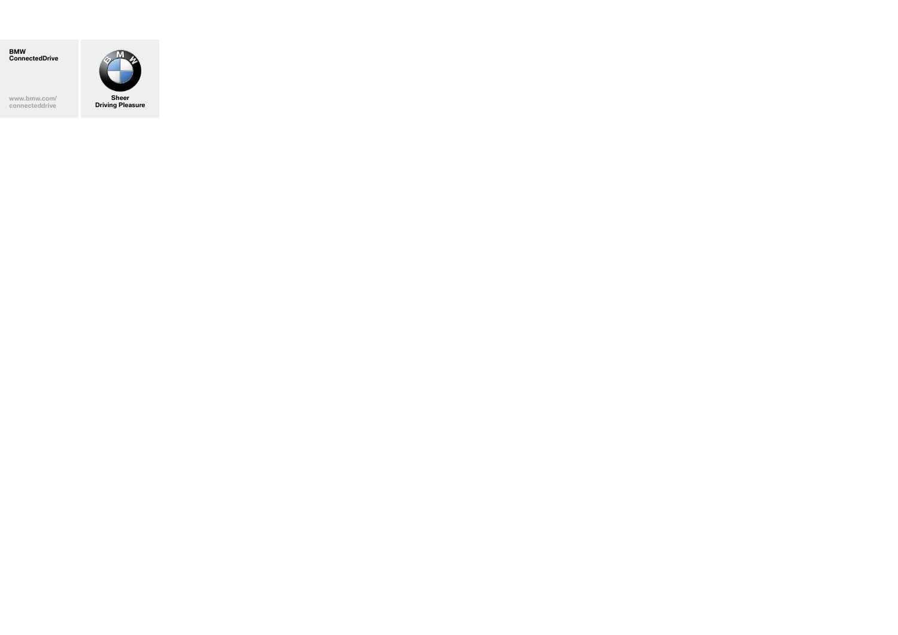**BMW ConnectedDrive**

www.bmw.com/connecteddrive

Sheer
Driving Pleasure